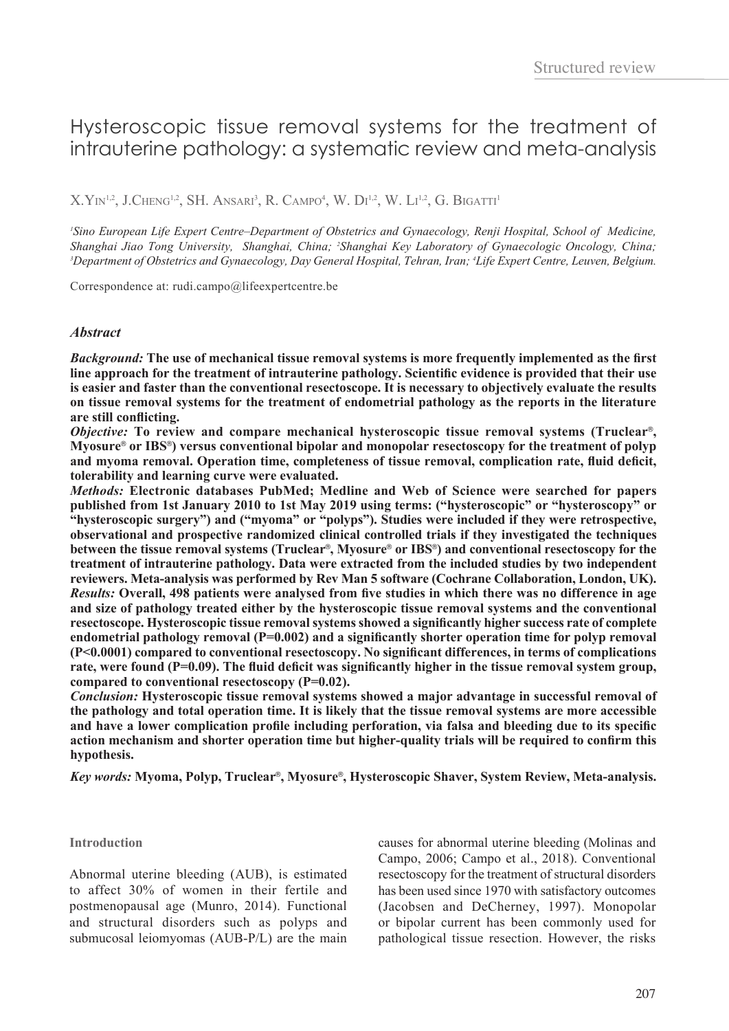Structured review

# Hysteroscopic tissue removal systems for the treatment of intrauterine pathology: a systematic review and meta-analysis

X. Yin[1,2], J. Cheng[1,2], SH. Ansari[3], R. Campo[4], W. Di[1,2], W. Li[1,2], G. Bigatti[1]

[1]Sino European Life Expert Centre–Department of Obstetrics and Gynaecology, Renji Hospital, School of Medicine, Shanghai Jiao Tong University, Shanghai, China; [2]Shanghai Key Laboratory of Gynaecologic Oncology, China; [3]Department of Obstetrics and Gynaecology, Day General Hospital, Tehran, Iran; [4]Life Expert Centre, Leuven, Belgium.

Correspondence at: rudi.campo@lifeexpertcentre.be

## Abstract

***Background:*** **The use of mechanical tissue removal systems is more frequently implemented as the first line approach for the treatment of intrauterine pathology. Scientific evidence is provided that their use is easier and faster than the conventional resectoscope. It is necessary to objectively evaluate the results on tissue removal systems for the treatment of endometrial pathology as the reports in the literature are still conflicting.**

***Objective:*** **To review and compare mechanical hysteroscopic tissue removal systems (Truclear®, Myosure® or IBS®) versus conventional bipolar and monopolar resectoscopy for the treatment of polyp and myoma removal. Operation time, completeness of tissue removal, complication rate, fluid deficit, tolerability and learning curve were evaluated.**

***Methods:*** **Electronic databases PubMed; Medline and Web of Science were searched for papers published from 1st January 2010 to 1st May 2019 using terms: ("hysteroscopic" or "hysteroscopy" or "hysteroscopic surgery") and ("myoma" or "polyps"). Studies were included if they were retrospective, observational and prospective randomized clinical controlled trials if they investigated the techniques between the tissue removal systems (Truclear®, Myosure® or IBS®) and conventional resectoscopy for the treatment of intrauterine pathology. Data were extracted from the included studies by two independent reviewers. Meta-analysis was performed by Rev Man 5 software (Cochrane Collaboration, London, UK).**

***Results:*** **Overall, 498 patients were analysed from five studies in which there was no difference in age and size of pathology treated either by the hysteroscopic tissue removal systems and the conventional resectoscope. Hysteroscopic tissue removal systems showed a significantly higher success rate of complete endometrial pathology removal (P=0.002) and a significantly shorter operation time for polyp removal (P<0.0001) compared to conventional resectoscopy. No significant differences, in terms of complications rate, were found (P=0.09). The fluid deficit was significantly higher in the tissue removal system group, compared to conventional resectoscopy (P=0.02).**

***Conclusion:*** **Hysteroscopic tissue removal systems showed a major advantage in successful removal of the pathology and total operation time. It is likely that the tissue removal systems are more accessible and have a lower complication profile including perforation, via falsa and bleeding due to its specific action mechanism and shorter operation time but higher-quality trials will be required to confirm this hypothesis.**

***Key words:*** **Myoma, Polyp, Truclear®, Myosure®, Hysteroscopic Shaver, System Review, Meta-analysis.**

## Introduction

Abnormal uterine bleeding (AUB), is estimated to affect 30% of women in their fertile and postmenopausal age (Munro, 2014). Functional and structural disorders such as polyps and submucosal leiomyomas (AUB-P/L) are the main causes for abnormal uterine bleeding (Molinas and Campo, 2006; Campo et al., 2018). Conventional resectoscopy for the treatment of structural disorders has been used since 1970 with satisfactory outcomes (Jacobsen and DeCherney, 1997). Monopolar or bipolar current has been commonly used for pathological tissue resection. However, the risks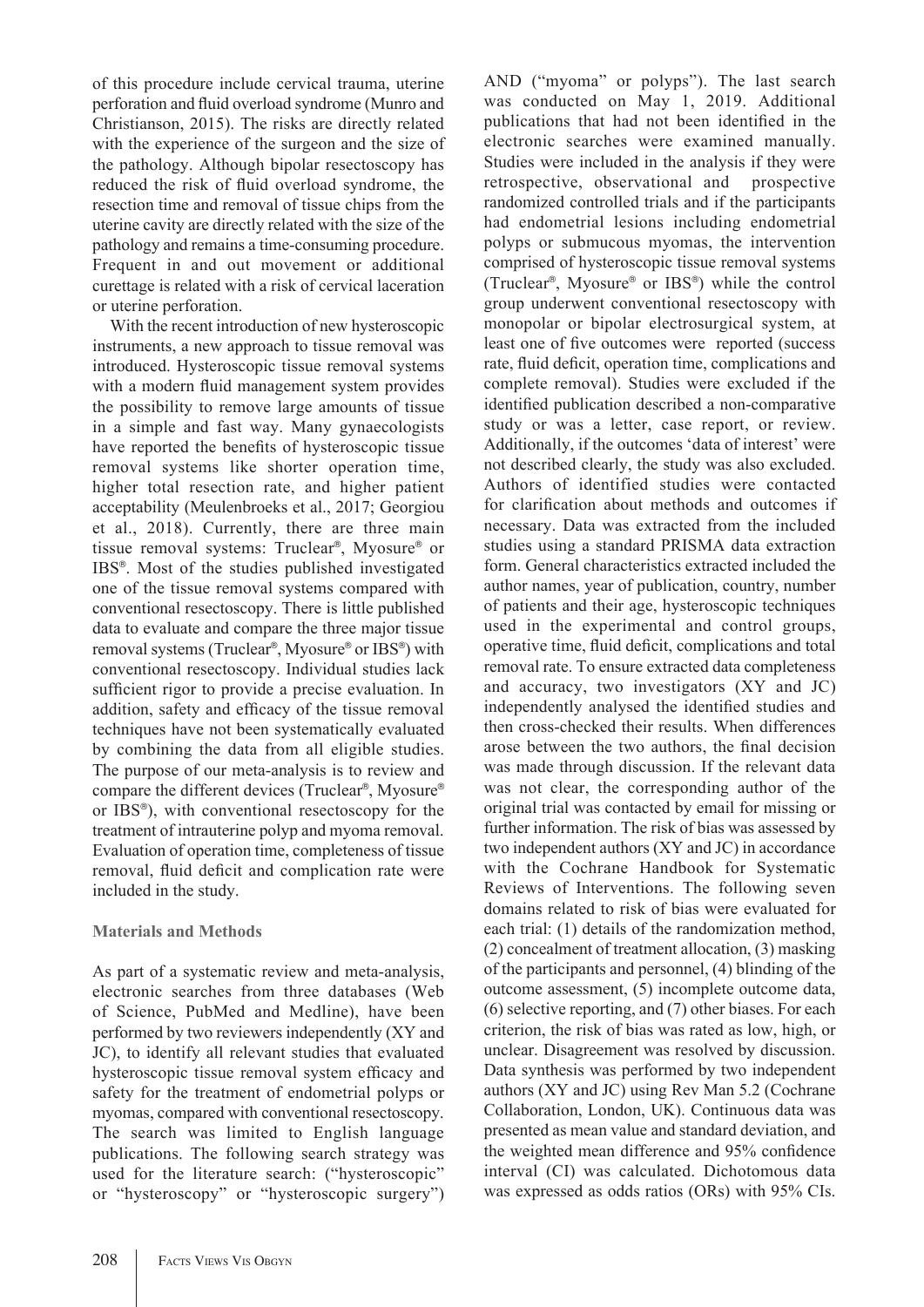of this procedure include cervical trauma, uterine perforation and fluid overload syndrome (Munro and Christianson, 2015). The risks are directly related with the experience of the surgeon and the size of the pathology. Although bipolar resectoscopy has reduced the risk of fluid overload syndrome, the resection time and removal of tissue chips from the uterine cavity are directly related with the size of the pathology and remains a time-consuming procedure. Frequent in and out movement or additional curettage is related with a risk of cervical laceration or uterine perforation.

With the recent introduction of new hysteroscopic instruments, a new approach to tissue removal was introduced. Hysteroscopic tissue removal systems with a modern fluid management system provides the possibility to remove large amounts of tissue in a simple and fast way. Many gynaecologists have reported the benefits of hysteroscopic tissue removal systems like shorter operation time, higher total resection rate, and higher patient acceptability (Meulenbroeks et al., 2017; Georgiou et al., 2018). Currently, there are three main tissue removal systems: Truclear®, Myosure® or IBS®. Most of the studies published investigated one of the tissue removal systems compared with conventional resectoscopy. There is little published data to evaluate and compare the three major tissue removal systems (Truclear®, Myosure® or IBS®) with conventional resectoscopy. Individual studies lack sufficient rigor to provide a precise evaluation. In addition, safety and efficacy of the tissue removal techniques have not been systematically evaluated by combining the data from all eligible studies. The purpose of our meta-analysis is to review and compare the different devices (Truclear®, Myosure® or IBS®), with conventional resectoscopy for the treatment of intrauterine polyp and myoma removal. Evaluation of operation time, completeness of tissue removal, fluid deficit and complication rate were included in the study.

## Materials and Methods

As part of a systematic review and meta-analysis, electronic searches from three databases (Web of Science, PubMed and Medline), have been performed by two reviewers independently (XY and JC), to identify all relevant studies that evaluated hysteroscopic tissue removal system efficacy and safety for the treatment of endometrial polyps or myomas, compared with conventional resectoscopy. The search was limited to English language publications. The following search strategy was used for the literature search: ("hysteroscopic" or "hysteroscopy" or "hysteroscopic surgery") AND ("myoma" or polyps"). The last search was conducted on May 1, 2019. Additional publications that had not been identified in the electronic searches were examined manually. Studies were included in the analysis if they were retrospective, observational and prospective randomized controlled trials and if the participants had endometrial lesions including endometrial polyps or submucous myomas, the intervention comprised of hysteroscopic tissue removal systems (Truclear®, Myosure® or IBS®) while the control group underwent conventional resectoscopy with monopolar or bipolar electrosurgical system, at least one of five outcomes were reported (success rate, fluid deficit, operation time, complications and complete removal). Studies were excluded if the identified publication described a non-comparative study or was a letter, case report, or review. Additionally, if the outcomes 'data of interest' were not described clearly, the study was also excluded. Authors of identified studies were contacted for clarification about methods and outcomes if necessary. Data was extracted from the included studies using a standard PRISMA data extraction form. General characteristics extracted included the author names, year of publication, country, number of patients and their age, hysteroscopic techniques used in the experimental and control groups, operative time, fluid deficit, complications and total removal rate. To ensure extracted data completeness and accuracy, two investigators (XY and JC) independently analysed the identified studies and then cross-checked their results. When differences arose between the two authors, the final decision was made through discussion. If the relevant data was not clear, the corresponding author of the original trial was contacted by email for missing or further information. The risk of bias was assessed by two independent authors (XY and JC) in accordance with the Cochrane Handbook for Systematic Reviews of Interventions. The following seven domains related to risk of bias were evaluated for each trial: (1) details of the randomization method, (2) concealment of treatment allocation, (3) masking of the participants and personnel, (4) blinding of the outcome assessment, (5) incomplete outcome data, (6) selective reporting, and (7) other biases. For each criterion, the risk of bias was rated as low, high, or unclear. Disagreement was resolved by discussion. Data synthesis was performed by two independent authors (XY and JC) using Rev Man 5.2 (Cochrane Collaboration, London, UK). Continuous data was presented as mean value and standard deviation, and the weighted mean difference and 95% confidence interval (CI) was calculated. Dichotomous data was expressed as odds ratios (ORs) with 95% CIs.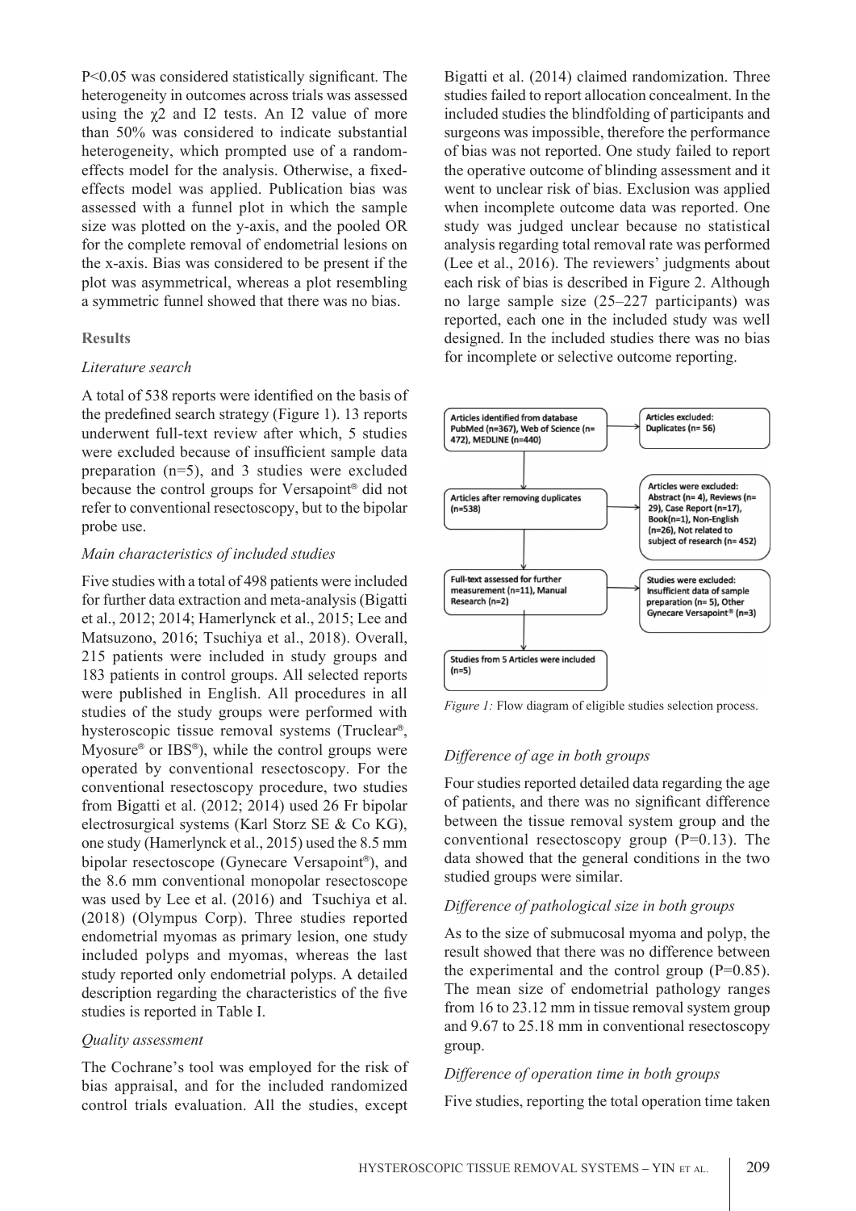P<0.05 was considered statistically significant. The heterogeneity in outcomes across trials was assessed using the $\chi2$ and I2 tests. An I2 value of more than 50% was considered to indicate substantial heterogeneity, which prompted use of a random-effects model for the analysis. Otherwise, a fixed-effects model was applied. Publication bias was assessed with a funnel plot in which the sample size was plotted on the y-axis, and the pooled OR for the complete removal of endometrial lesions on the x-axis. Bias was considered to be present if the plot was asymmetrical, whereas a plot resembling a symmetric funnel showed that there was no bias.

## Results

### *Literature search*

A total of 538 reports were identified on the basis of the predefined search strategy (Figure 1). 13 reports underwent full-text review after which, 5 studies were excluded because of insufficient sample data preparation (n=5), and 3 studies were excluded because the control groups for Versapoint® did not refer to conventional resectoscopy, but to the bipolar probe use.

### *Main characteristics of included studies*

Five studies with a total of 498 patients were included for further data extraction and meta-analysis (Bigatti et al., 2012; 2014; Hamerlynck et al., 2015; Lee and Matsuzono, 2016; Tsuchiya et al., 2018). Overall, 215 patients were included in study groups and 183 patients in control groups. All selected reports were published in English. All procedures in all studies of the study groups were performed with hysteroscopic tissue removal systems (Truclear®, Myosure® or IBS®), while the control groups were operated by conventional resectoscopy. For the conventional resectoscopy procedure, two studies from Bigatti et al. (2012; 2014) used 26 Fr bipolar electrosurgical systems (Karl Storz SE & Co KG), one study (Hamerlynck et al., 2015) used the 8.5 mm bipolar resectoscope (Gynecare Versapoint®), and the 8.6 mm conventional monopolar resectoscope was used by Lee et al. (2016) and Tsuchiya et al. (2018) (Olympus Corp). Three studies reported endometrial myomas as primary lesion, one study included polyps and myomas, whereas the last study reported only endometrial polyps. A detailed description regarding the characteristics of the five studies is reported in Table I.

### *Quality assessment*

The Cochrane's tool was employed for the risk of bias appraisal, and for the included randomized control trials evaluation. All the studies, except Bigatti et al. (2014) claimed randomization. Three studies failed to report allocation concealment. In the included studies the blindfolding of participants and surgeons was impossible, therefore the performance of bias was not reported. One study failed to report the operative outcome of blinding assessment and it went to unclear risk of bias. Exclusion was applied when incomplete outcome data was reported. One study was judged unclear because no statistical analysis regarding total removal rate was performed (Lee et al., 2016). The reviewers' judgments about each risk of bias is described in Figure 2. Although no large sample size (25–227 participants) was reported, each one in the included study was well designed. In the included studies there was no bias for incomplete or selective outcome reporting.

Articles identified from database PubMed (n=367), Web of Science (n= 472), MEDLINE (n=440) → Articles excluded: Duplicates (n= 56)

Articles after removing duplicates (n=538) → Articles were excluded: Abstract (n= 4), Reviews (n= 29), Case Report (n=17), Book(n=1), Non-English (n=26), Not related to subject of research (n= 452)

Full-text assessed for further measurement (n=11), Manual Research (n=2) → Studies were excluded: Insufficient data of sample preparation (n= 5), Other Gynecare Versapoint® (n=3)

Studies from 5 Articles were included (n=5)

*Figure 1:* Flow diagram of eligible studies selection process.

### *Difference of age in both groups*

Four studies reported detailed data regarding the age of patients, and there was no significant difference between the tissue removal system group and the conventional resectoscopy group (P=0.13). The data showed that the general conditions in the two studied groups were similar.

### *Difference of pathological size in both groups*

As to the size of submucosal myoma and polyp, the result showed that there was no difference between the experimental and the control group (P=0.85). The mean size of endometrial pathology ranges from 16 to 23.12 mm in tissue removal system group and 9.67 to 25.18 mm in conventional resectoscopy group.

### *Difference of operation time in both groups*

Five studies, reporting the total operation time taken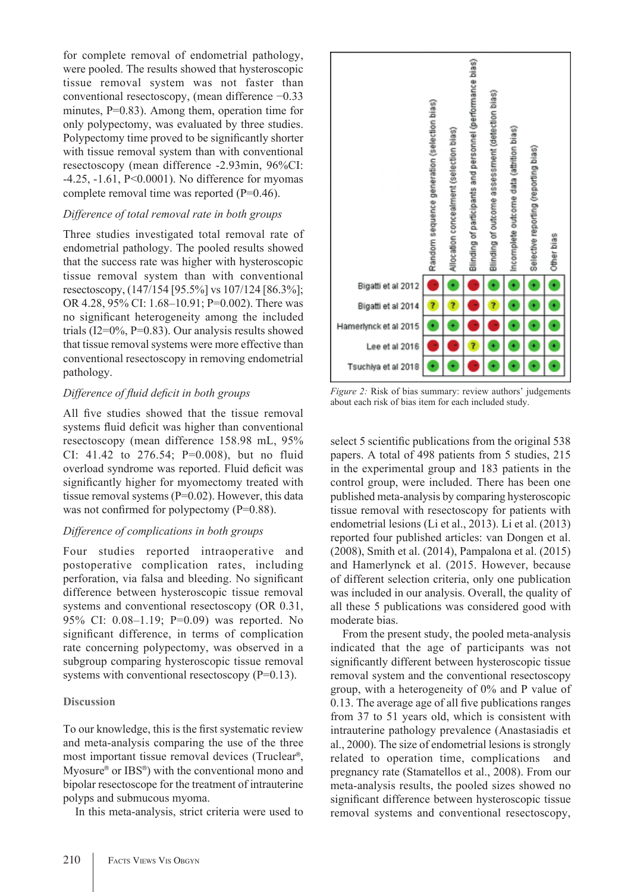for complete removal of endometrial pathology, were pooled. The results showed that hysteroscopic tissue removal system was not faster than conventional resectoscopy, (mean difference −0.33 minutes, P=0.83). Among them, operation time for only polypectomy, was evaluated by three studies. Polypectomy time proved to be significantly shorter with tissue removal system than with conventional resectoscopy (mean difference -2.93min, 96%CI: -4.25, -1.61, P<0.0001). No difference for myomas complete removal time was reported (P=0.46).

*Difference of total removal rate in both groups*

Three studies investigated total removal rate of endometrial pathology. The pooled results showed that the success rate was higher with hysteroscopic tissue removal system than with conventional resectoscopy, (147/154 [95.5%] vs 107/124 [86.3%]; OR 4.28, 95% CI: 1.68–10.91; P=0.002). There was no significant heterogeneity among the included trials (I2=0%, P=0.83). Our analysis results showed that tissue removal systems were more effective than conventional resectoscopy in removing endometrial pathology.

*Difference of fluid deficit in both groups*

All five studies showed that the tissue removal systems fluid deficit was higher than conventional resectoscopy (mean difference 158.98 mL, 95% CI: 41.42 to 276.54; P=0.008), but no fluid overload syndrome was reported. Fluid deficit was significantly higher for myomectomy treated with tissue removal systems (P=0.02). However, this data was not confirmed for polypectomy (P=0.88).

*Difference of complications in both groups*

Four studies reported intraoperative and postoperative complication rates, including perforation, via falsa and bleeding. No significant difference between hysteroscopic tissue removal systems and conventional resectoscopy (OR 0.31, 95% CI: 0.08–1.19; P=0.09) was reported. No significant difference, in terms of complication rate concerning polypectomy, was observed in a subgroup comparing hysteroscopic tissue removal systems with conventional resectoscopy (P=0.13).

| | Random sequence generation (selection bias) | Allocation concealment (selection bias) | Blinding of participants and personnel (performance bias) | Blinding of outcome assessment (detection bias) | Incomplete outcome data (attrition bias) | Selective reporting (reporting bias) | Other bias |
|---|---|---|---|---|---|---|---|
| Bigatti et al 2012 | - | + | - | + | + | + | + |
| Bigatti et al 2014 | ? | ? | - | ? | + | + | + |
| Hamerlynck et al 2015 | + | + | - | - | + | + | + |
| Lee et al 2016 | - | - | ? | + | + | + | + |
| Tsuchiya et al 2018 | + | + | - | + | + | + | + |

*Figure 2:* Risk of bias summary: review authors' judgements about each risk of bias item for each included study.

## Discussion

To our knowledge, this is the first systematic review and meta-analysis comparing the use of the three most important tissue removal devices (Truclear®, Myosure® or IBS®) with the conventional mono and bipolar resectoscope for the treatment of intrauterine polyps and submucous myoma.

In this meta-analysis, strict criteria were used to select 5 scientific publications from the original 538 papers. A total of 498 patients from 5 studies, 215 in the experimental group and 183 patients in the control group, were included. There has been one published meta-analysis by comparing hysteroscopic tissue removal with resectoscopy for patients with endometrial lesions (Li et al., 2013). Li et al. (2013) reported four published articles: van Dongen et al. (2008), Smith et al. (2014), Pampalona et al. (2015) and Hamerlynck et al. (2015. However, because of different selection criteria, only one publication was included in our analysis. Overall, the quality of all these 5 publications was considered good with moderate bias.

From the present study, the pooled meta-analysis indicated that the age of participants was not significantly different between hysteroscopic tissue removal system and the conventional resectoscopy group, with a heterogeneity of 0% and P value of 0.13. The average age of all five publications ranges from 37 to 51 years old, which is consistent with intrauterine pathology prevalence (Anastasiadis et al., 2000). The size of endometrial lesions is strongly related to operation time, complications and pregnancy rate (Stamatellos et al., 2008). From our meta-analysis results, the pooled sizes showed no significant difference between hysteroscopic tissue removal systems and conventional resectoscopy,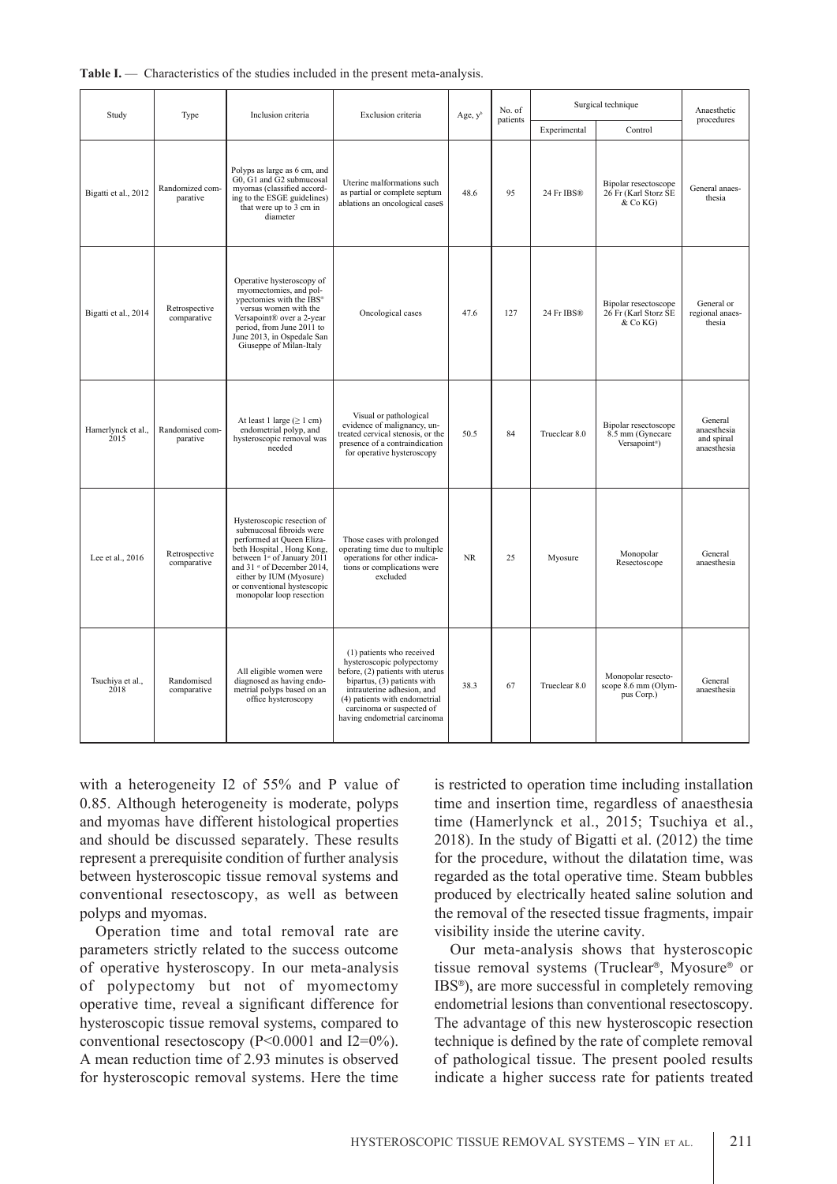**Table I.** — Characteristics of the studies included in the present meta-analysis.

| Study | Type | Inclusion criteria | Exclusion criteria | Age, y[a] | No. of patients | Surgical technique | | Anaesthetic procedures |
|---|---|---|---|---|---|---|---|---|
| | | | | | | Experimental | Control | |
| Bigatti et al., 2012 | Randomized comparative | Polyps as large as 6 cm, and G0, G1 and G2 submucosal myomas (classified according to the ESGE guidelines) that were up to 3 cm in diameter | Uterine malformations such as partial or complete septum ablations an oncological cases | 48.6 | 95 | 24 Fr IBS® | Bipolar resectoscope 26 Fr (Karl Storz SE & Co KG) | General anaesthesia |
| Bigatti et al., 2014 | Retrospective comparative | Operative hysteroscopy of myomectomies, and polypectomies with the IBS® versus women with the Versapoint® over a 2-year period, from June 2011 to June 2013, in Ospedale San Giuseppe of Milan-Italy | Oncological cases | 47.6 | 127 | 24 Fr IBS® | Bipolar resectoscope 26 Fr (Karl Storz SE & Co KG) | General or regional anaesthesia |
| Hamerlynck et al., 2015 | Randomised comparative | At least 1 large (≥ 1 cm) endometrial polyp, and hysteroscopic removal was needed | Visual or pathological evidence of malignancy, untreated cervical stenosis, or the presence of a contraindication for operative hysteroscopy | 50.5 | 84 | Trueclear 8.0 | Bipolar resectoscope 8.5 mm (Gynecare Versapoint®) | General anaesthesia and spinal anaesthesia |
| Lee et al., 2016 | Retrospective comparative | Hysteroscopic resection of submucosal fibroids were performed at Queen Elizabeth Hospital , Hong Kong, between 1st of January 2011 and 31st of December 2014, either by IUM (Myosure) or conventional hystescopic monopolar loop resection | Those cases with prolonged operating time due to multiple operations for other indications or complications were excluded | NR | 25 | Myosure | Monopolar Resectoscope | General anaesthesia |
| Tsuchiya et al., 2018 | Randomised comparative | All eligible women were diagnosed as having endometrial polyps based on an office hysteroscopy | (1) patients who received hysteroscopic polypectomy before, (2) patients with uterus bipartus, (3) patients with intrauterine adhesion, and (4) patients with endometrial carcinoma or suspected of having endometrial carcinoma | 38.3 | 67 | Trueclear 8.0 | Monopolar resectoscope 8.6 mm (Olympus Corp.) | General anaesthesia |

with a heterogeneity I2 of 55% and P value of 0.85. Although heterogeneity is moderate, polyps and myomas have different histological properties and should be discussed separately. These results represent a prerequisite condition of further analysis between hysteroscopic tissue removal systems and conventional resectoscopy, as well as between polyps and myomas.

Operation time and total removal rate are parameters strictly related to the success outcome of operative hysteroscopy. In our meta-analysis of polypectomy but not of myomectomy operative time, reveal a significant difference for hysteroscopic tissue removal systems, compared to conventional resectoscopy ($P<0.0001$ and $I2=0\%$). A mean reduction time of 2.93 minutes is observed for hysteroscopic removal systems. Here the time is restricted to operation time including installation time and insertion time, regardless of anaesthesia time (Hamerlynck et al., 2015; Tsuchiya et al., 2018). In the study of Bigatti et al. (2012) the time for the procedure, without the dilatation time, was regarded as the total operative time. Steam bubbles produced by electrically heated saline solution and the removal of the resected tissue fragments, impair visibility inside the uterine cavity.

Our meta-analysis shows that hysteroscopic tissue removal systems (Truclear®, Myosure® or IBS®), are more successful in completely removing endometrial lesions than conventional resectoscopy. The advantage of this new hysteroscopic resection technique is defined by the rate of complete removal of pathological tissue. The present pooled results indicate a higher success rate for patients treated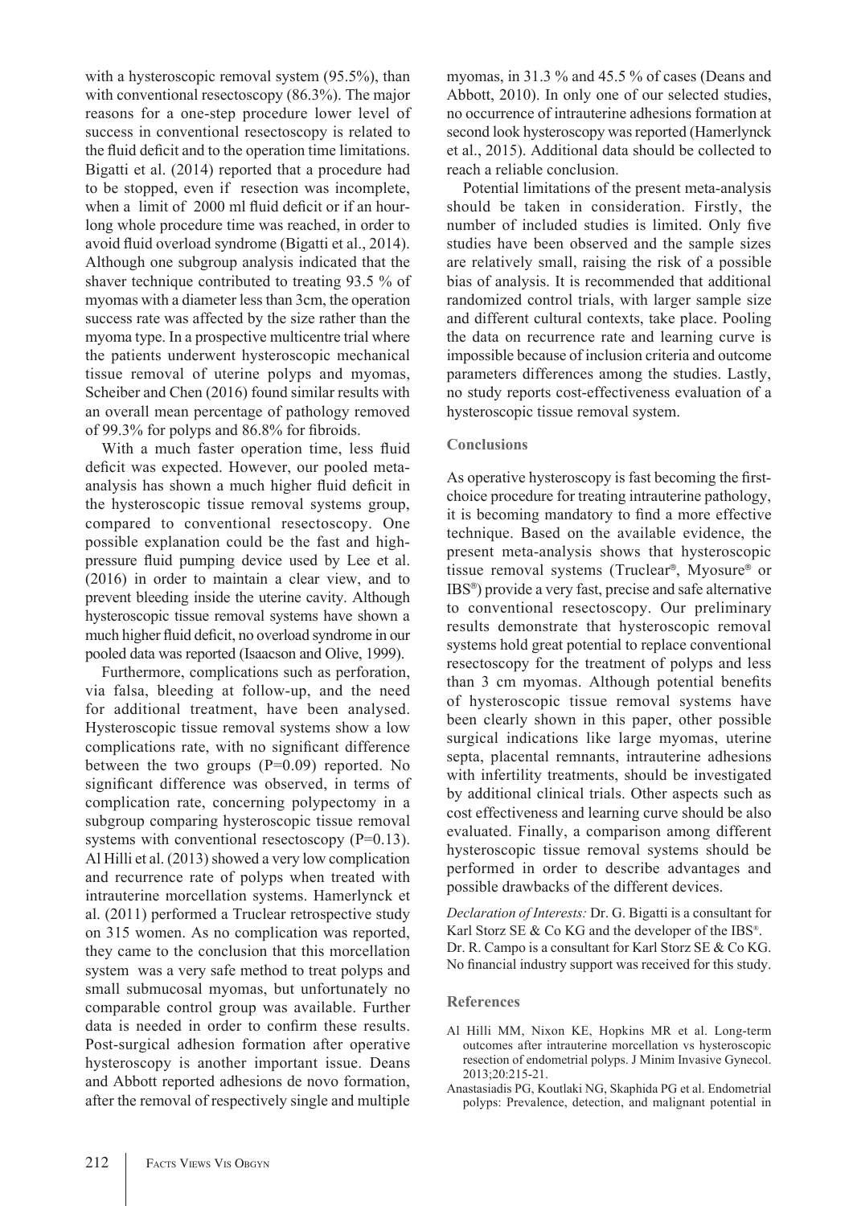with a hysteroscopic removal system (95.5%), than with conventional resectoscopy (86.3%). The major reasons for a one-step procedure lower level of success in conventional resectoscopy is related to the fluid deficit and to the operation time limitations. Bigatti et al. (2014) reported that a procedure had to be stopped, even if resection was incomplete, when a limit of 2000 ml fluid deficit or if an hour-long whole procedure time was reached, in order to avoid fluid overload syndrome (Bigatti et al., 2014). Although one subgroup analysis indicated that the shaver technique contributed to treating 93.5 % of myomas with a diameter less than 3cm, the operation success rate was affected by the size rather than the myoma type. In a prospective multicentre trial where the patients underwent hysteroscopic mechanical tissue removal of uterine polyps and myomas, Scheiber and Chen (2016) found similar results with an overall mean percentage of pathology removed of 99.3% for polyps and 86.8% for fibroids.

With a much faster operation time, less fluid deficit was expected. However, our pooled meta-analysis has shown a much higher fluid deficit in the hysteroscopic tissue removal systems group, compared to conventional resectoscopy. One possible explanation could be the fast and high-pressure fluid pumping device used by Lee et al. (2016) in order to maintain a clear view, and to prevent bleeding inside the uterine cavity. Although hysteroscopic tissue removal systems have shown a much higher fluid deficit, no overload syndrome in our pooled data was reported (Isaacson and Olive, 1999).

Furthermore, complications such as perforation, via falsa, bleeding at follow-up, and the need for additional treatment, have been analysed. Hysteroscopic tissue removal systems show a low complications rate, with no significant difference between the two groups ($P=0.09$) reported. No significant difference was observed, in terms of complication rate, concerning polypectomy in a subgroup comparing hysteroscopic tissue removal systems with conventional resectoscopy ($P=0.13$). Al Hilli et al. (2013) showed a very low complication and recurrence rate of polyps when treated with intrauterine morcellation systems. Hamerlynck et al. (2011) performed a Truclear retrospective study on 315 women. As no complication was reported, they came to the conclusion that this morcellation system was a very safe method to treat polyps and small submucosal myomas, but unfortunately no comparable control group was available. Further data is needed in order to confirm these results. Post-surgical adhesion formation after operative hysteroscopy is another important issue. Deans and Abbott reported adhesions de novo formation, after the removal of respectively single and multiple myomas, in 31.3 % and 45.5 % of cases (Deans and Abbott, 2010). In only one of our selected studies, no occurrence of intrauterine adhesions formation at second look hysteroscopy was reported (Hamerlynck et al., 2015). Additional data should be collected to reach a reliable conclusion.

Potential limitations of the present meta-analysis should be taken in consideration. Firstly, the number of included studies is limited. Only five studies have been observed and the sample sizes are relatively small, raising the risk of a possible bias of analysis. It is recommended that additional randomized control trials, with larger sample size and different cultural contexts, take place. Pooling the data on recurrence rate and learning curve is impossible because of inclusion criteria and outcome parameters differences among the studies. Lastly, no study reports cost-effectiveness evaluation of a hysteroscopic tissue removal system.

## Conclusions

As operative hysteroscopy is fast becoming the first-choice procedure for treating intrauterine pathology, it is becoming mandatory to find a more effective technique. Based on the available evidence, the present meta-analysis shows that hysteroscopic tissue removal systems (Truclear®, Myosure® or IBS®) provide a very fast, precise and safe alternative to conventional resectoscopy. Our preliminary results demonstrate that hysteroscopic removal systems hold great potential to replace conventional resectoscopy for the treatment of polyps and less than 3 cm myomas. Although potential benefits of hysteroscopic tissue removal systems have been clearly shown in this paper, other possible surgical indications like large myomas, uterine septa, placental remnants, intrauterine adhesions with infertility treatments, should be investigated by additional clinical trials. Other aspects such as cost effectiveness and learning curve should be also evaluated. Finally, a comparison among different hysteroscopic tissue removal systems should be performed in order to describe advantages and possible drawbacks of the different devices.

*Declaration of Interests:* Dr. G. Bigatti is a consultant for Karl Storz SE & Co KG and the developer of the IBS®. Dr. R. Campo is a consultant for Karl Storz SE & Co KG. No financial industry support was received for this study.

## References

Al Hilli MM, Nixon KE, Hopkins MR et al. Long-term outcomes after intrauterine morcellation vs hysteroscopic resection of endometrial polyps. J Minim Invasive Gynecol. 2013;20:215-21.

Anastasiadis PG, Koutlaki NG, Skaphida PG et al. Endometrial polyps: Prevalence, detection, and malignant potential in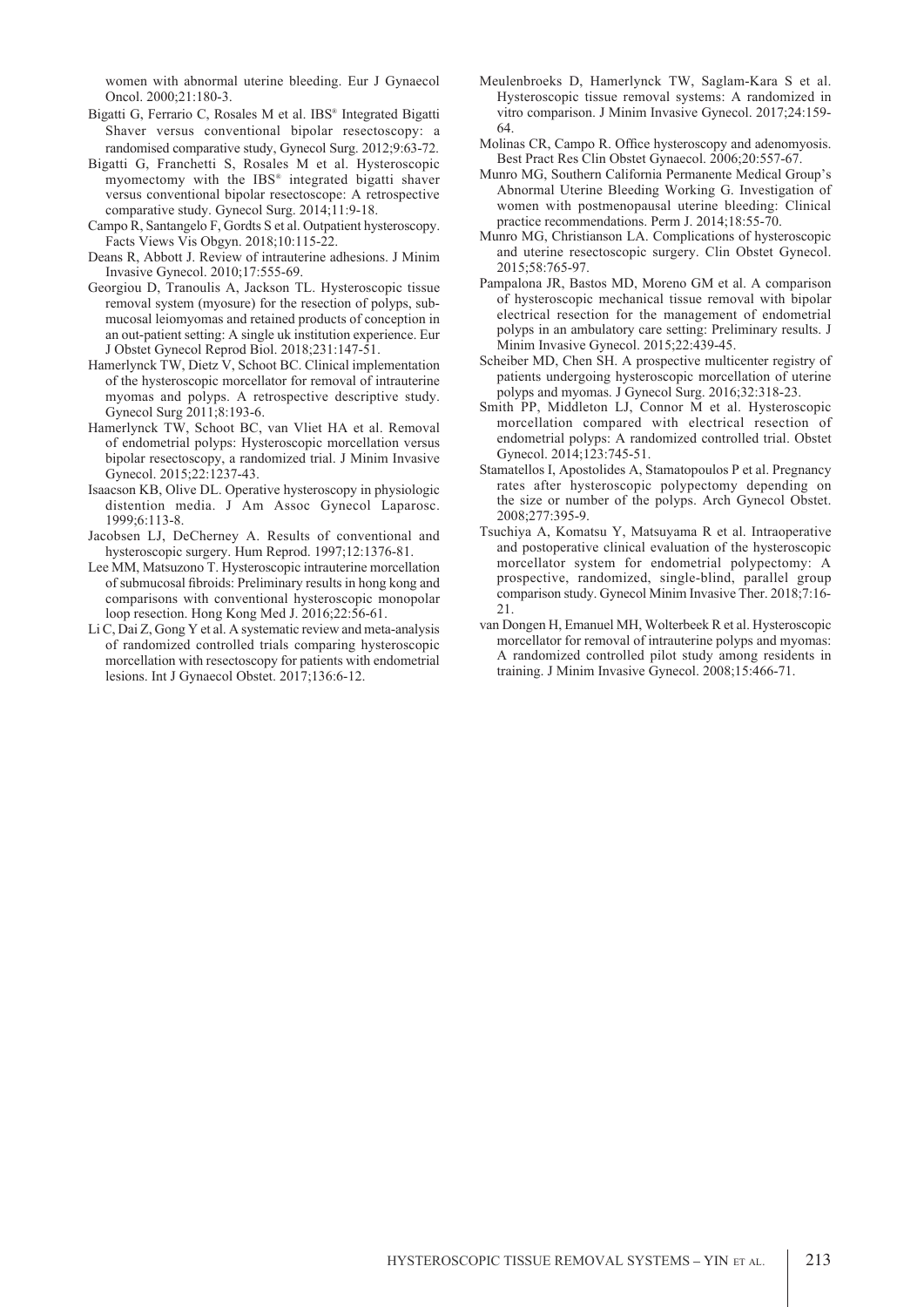women with abnormal uterine bleeding. Eur J Gynaecol Oncol. 2000;21:180-3.

Bigatti G, Ferrario C, Rosales M et al. IBS® Integrated Bigatti Shaver versus conventional bipolar resectoscopy: a randomised comparative study, Gynecol Surg. 2012;9:63-72.

Bigatti G, Franchetti S, Rosales M et al. Hysteroscopic myomectomy with the IBS® integrated bigatti shaver versus conventional bipolar resectoscope: A retrospective comparative study. Gynecol Surg. 2014;11:9-18.

Campo R, Santangelo F, Gordts S et al. Outpatient hysteroscopy. Facts Views Vis Obgyn. 2018;10:115-22.

Deans R, Abbott J. Review of intrauterine adhesions. J Minim Invasive Gynecol. 2010;17:555-69.

Georgiou D, Tranoulis A, Jackson TL. Hysteroscopic tissue removal system (myosure) for the resection of polyps, submucosal leiomyomas and retained products of conception in an out-patient setting: A single uk institution experience. Eur J Obstet Gynecol Reprod Biol. 2018;231:147-51.

Hamerlynck TW, Dietz V, Schoot BC. Clinical implementation of the hysteroscopic morcellator for removal of intrauterine myomas and polyps. A retrospective descriptive study. Gynecol Surg 2011;8:193-6.

Hamerlynck TW, Schoot BC, van Vliet HA et al. Removal of endometrial polyps: Hysteroscopic morcellation versus bipolar resectoscopy, a randomized trial. J Minim Invasive Gynecol. 2015;22:1237-43.

Isaacson KB, Olive DL. Operative hysteroscopy in physiologic distention media. J Am Assoc Gynecol Laparosc. 1999;6:113-8.

Jacobsen LJ, DeCherney A. Results of conventional and hysteroscopic surgery. Hum Reprod. 1997;12:1376-81.

Lee MM, Matsuzono T. Hysteroscopic intrauterine morcellation of submucosal fibroids: Preliminary results in hong kong and comparisons with conventional hysteroscopic monopolar loop resection. Hong Kong Med J. 2016;22:56-61.

Li C, Dai Z, Gong Y et al. A systematic review and meta-analysis of randomized controlled trials comparing hysteroscopic morcellation with resectoscopy for patients with endometrial lesions. Int J Gynaecol Obstet. 2017;136:6-12.

Meulenbroeks D, Hamerlynck TW, Saglam-Kara S et al. Hysteroscopic tissue removal systems: A randomized in vitro comparison. J Minim Invasive Gynecol. 2017;24:159-64.

Molinas CR, Campo R. Office hysteroscopy and adenomyosis. Best Pract Res Clin Obstet Gynaecol. 2006;20:557-67.

Munro MG, Southern California Permanente Medical Group's Abnormal Uterine Bleeding Working G. Investigation of women with postmenopausal uterine bleeding: Clinical practice recommendations. Perm J. 2014;18:55-70.

Munro MG, Christianson LA. Complications of hysteroscopic and uterine resectoscopic surgery. Clin Obstet Gynecol. 2015;58:765-97.

Pampalona JR, Bastos MD, Moreno GM et al. A comparison of hysteroscopic mechanical tissue removal with bipolar electrical resection for the management of endometrial polyps in an ambulatory care setting: Preliminary results. J Minim Invasive Gynecol. 2015;22:439-45.

Scheiber MD, Chen SH. A prospective multicenter registry of patients undergoing hysteroscopic morcellation of uterine polyps and myomas. J Gynecol Surg. 2016;32:318-23.

Smith PP, Middleton LJ, Connor M et al. Hysteroscopic morcellation compared with electrical resection of endometrial polyps: A randomized controlled trial. Obstet Gynecol. 2014;123:745-51.

Stamatellos I, Apostolides A, Stamatopoulos P et al. Pregnancy rates after hysteroscopic polypectomy depending on the size or number of the polyps. Arch Gynecol Obstet. 2008;277:395-9.

Tsuchiya A, Komatsu Y, Matsuyama R et al. Intraoperative and postoperative clinical evaluation of the hysteroscopic morcellator system for endometrial polypectomy: A prospective, randomized, single-blind, parallel group comparison study. Gynecol Minim Invasive Ther. 2018;7:16-21.

van Dongen H, Emanuel MH, Wolterbeek R et al. Hysteroscopic morcellator for removal of intrauterine polyps and myomas: A randomized controlled pilot study among residents in training. J Minim Invasive Gynecol. 2008;15:466-71.